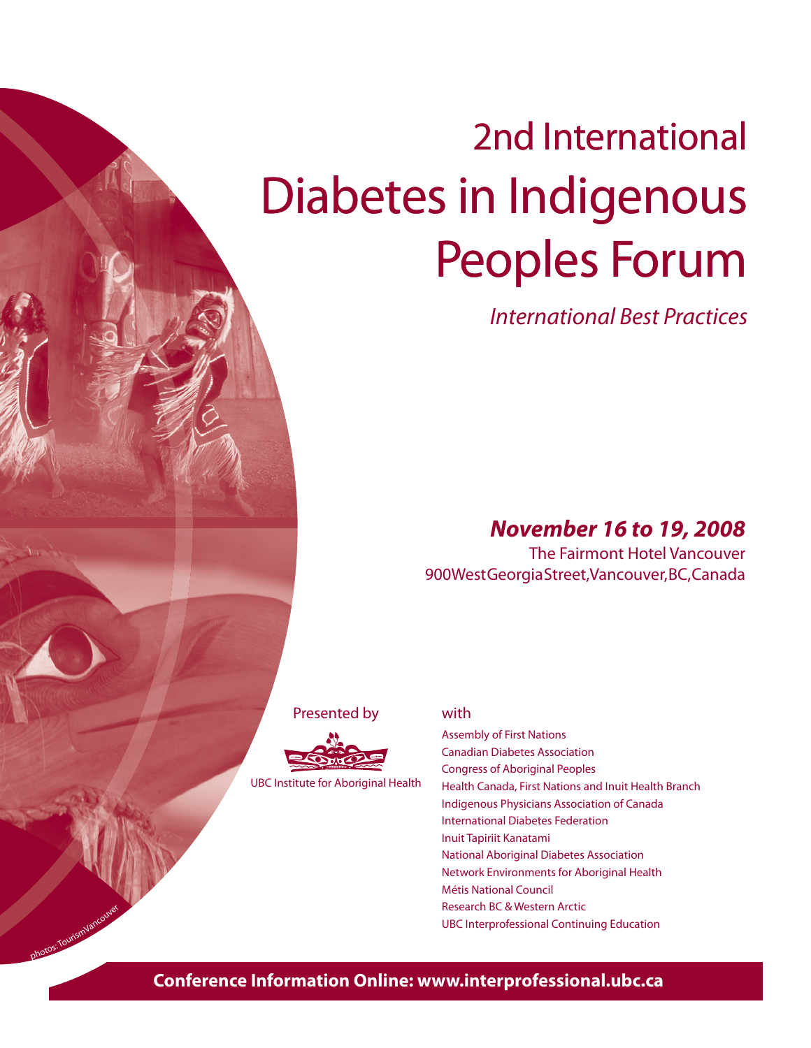# 2nd International Diabetes in Indigenous Peoples Forum

*International Best Practices*

***November 16 to 19, 2008***

The Fairmont Hotel Vancouver
900 West Georgia Street, Vancouver, BC, Canada

Presented by

UBC Institute for Aboriginal Health

with

Assembly of First Nations
Canadian Diabetes Association
Congress of Aboriginal Peoples
Health Canada, First Nations and Inuit Health Branch
Indigenous Physicians Association of Canada
International Diabetes Federation
Inuit Tapiriit Kanatami
National Aboriginal Diabetes Association
Network Environments for Aboriginal Health
Métis National Council
Research BC & Western Arctic
UBC Interprofessional Continuing Education

photos: TourismVancouver

**Conference Information Online: www.interprofessional.ubc.ca**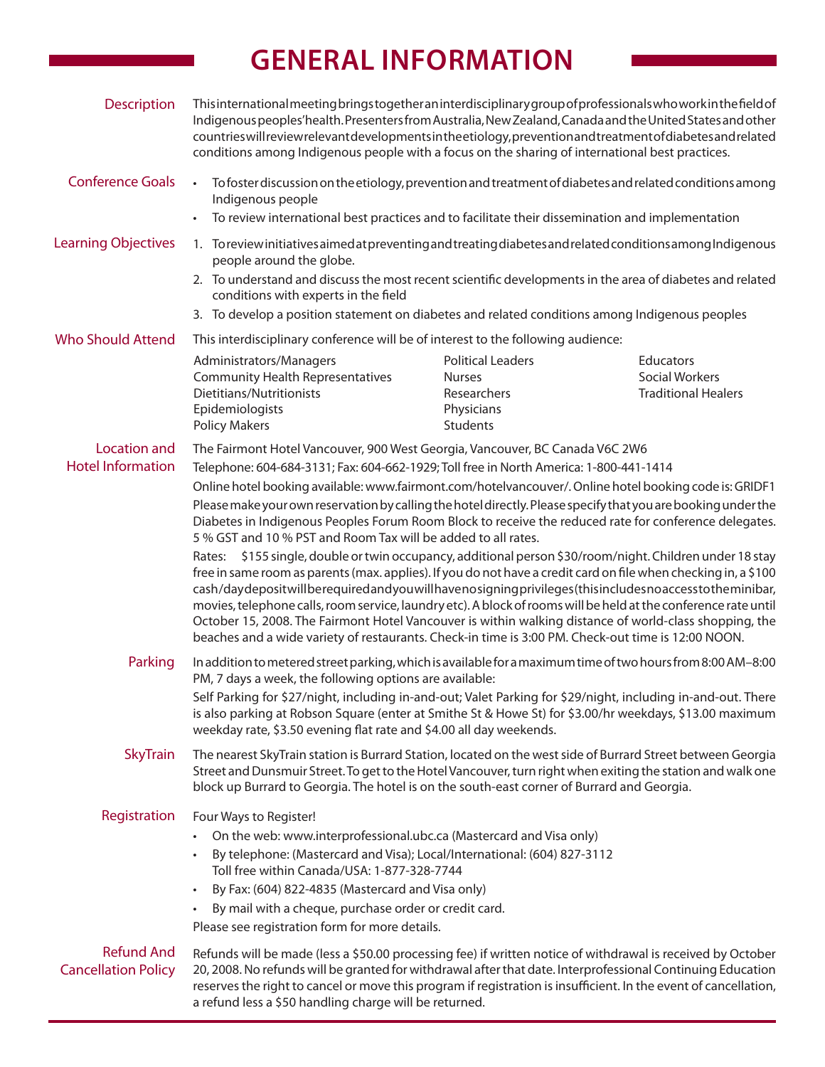# GENERAL INFORMATION

## Description

This international meeting brings together an interdisciplinary group of professionals who work in the field of Indigenous peoples' health. Presenters from Australia, New Zealand, Canada and the United States and other countries will review relevant developments in the etiology, prevention and treatment of diabetes and related conditions among Indigenous people with a focus on the sharing of international best practices.

## Conference Goals

- To foster discussion on the etiology, prevention and treatment of diabetes and related conditions among Indigenous people
- To review international best practices and to facilitate their dissemination and implementation

## Learning Objectives

1. To review initiatives aimed at preventing and treating diabetes and related conditions among Indigenous people around the globe.
2. To understand and discuss the most recent scientific developments in the area of diabetes and related conditions with experts in the field
3. To develop a position statement on diabetes and related conditions among Indigenous peoples

## Who Should Attend

This interdisciplinary conference will be of interest to the following audience:

- Administrators/Managers
- Community Health Representatives
- Dietitians/Nutritionists
- Epidemiologists
- Policy Makers
- Political Leaders
- Nurses
- Researchers
- Physicians
- Students
- Educators
- Social Workers
- Traditional Healers

## Location and Hotel Information

The Fairmont Hotel Vancouver, 900 West Georgia, Vancouver, BC Canada V6C 2W6

Telephone: 604-684-3131; Fax: 604-662-1929; Toll free in North America: 1-800-441-1414

Online hotel booking available: www.fairmont.com/hotelvancouver/. Online hotel booking code is: GRIDF1

Please make your own reservation by calling the hotel directly. Please specify that you are booking under the Diabetes in Indigenous Peoples Forum Room Block to receive the reduced rate for conference delegates. 5 % GST and 10 % PST and Room Tax will be added to all rates.

Rates: $155 single, double or twin occupancy, additional person $30/room/night. Children under 18 stay free in same room as parents (max. applies). If you do not have a credit card on file when checking in, a $100 cash/day deposit will be required and you will have no signing privileges (this includes no access to the minibar, movies, telephone calls, room service, laundry etc). A block of rooms will be held at the conference rate until October 15, 2008. The Fairmont Hotel Vancouver is within walking distance of world-class shopping, the beaches and a wide variety of restaurants. Check-in time is 3:00 PM. Check-out time is 12:00 NOON.

## Parking

In addition to metered street parking, which is available for a maximum time of two hours from 8:00 AM–8:00 PM, 7 days a week, the following options are available:

Self Parking for $27/night, including in-and-out; Valet Parking for $29/night, including in-and-out. There is also parking at Robson Square (enter at Smithe St & Howe St) for $3.00/hr weekdays, $13.00 maximum weekday rate, $3.50 evening flat rate and $4.00 all day weekends.

## SkyTrain

The nearest SkyTrain station is Burrard Station, located on the west side of Burrard Street between Georgia Street and Dunsmuir Street. To get to the Hotel Vancouver, turn right when exiting the station and walk one block up Burrard to Georgia. The hotel is on the south-east corner of Burrard and Georgia.

## Registration

Four Ways to Register!

- On the web: www.interprofessional.ubc.ca (Mastercard and Visa only)
- By telephone: (Mastercard and Visa); Local/International: (604) 827-3112
  Toll free within Canada/USA: 1-877-328-7744
- By Fax: (604) 822-4835 (Mastercard and Visa only)
- By mail with a cheque, purchase order or credit card.

Please see registration form for more details.

## Refund And Cancellation Policy

Refunds will be made (less a $50.00 processing fee) if written notice of withdrawal is received by October 20, 2008. No refunds will be granted for withdrawal after that date. Interprofessional Continuing Education reserves the right to cancel or move this program if registration is insufficient. In the event of cancellation, a refund less a $50 handling charge will be returned.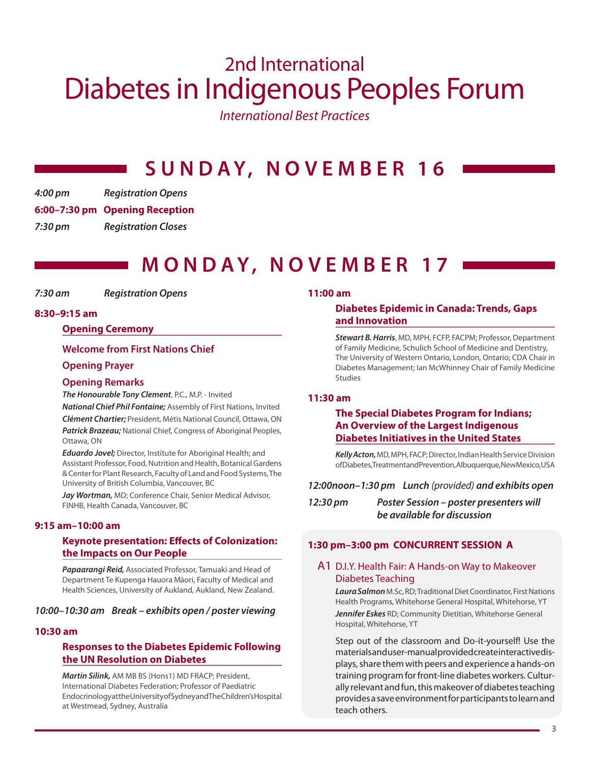# 2nd International
# Diabetes in Indigenous Peoples Forum

*International Best Practices*

## SUNDAY, NOVEMBER 16

*4:00 pm* *Registration Opens*

**6:00–7:30 pm Opening Reception**

*7:30 pm* *Registration Closes*

## MONDAY, NOVEMBER 17

*7:30 am* *Registration Opens*

**8:30–9:15 am**

### Opening Ceremony

### Welcome from First Nations Chief

### Opening Prayer

### Opening Remarks

***The Honourable Tony Clement***, P.C., M.P. - Invited

***National Chief Phil Fontaine;*** Assembly of First Nations, Invited

***Clément Chartier;*** President, Métis National Council, Ottawa, ON

***Patrick Brazeau;*** National Chief, Congress of Aboriginal Peoples, Ottawa, ON

***Eduardo Jovel;*** Director, Institute for Aboriginal Health; and Assistant Professor, Food, Nutrition and Health, Botanical Gardens & Center for Plant Research, Faculty of Land and Food Systems, The University of British Columbia, Vancouver, BC

***Jay Wortman,*** MD; Conference Chair, Senior Medical Advisor, FINHB, Health Canada, Vancouver, BC

**9:15 am–10:00 am**

### Keynote presentation: Effects of Colonization: the Impacts on Our People

***Papaarangi Reid,*** Associated Professor, Tamuaki and Head of Department Te Kupenga Hauora Māori, Faculty of Medical and Health Sciences, University of Aukland, Aukland, New Zealand.

***10:00–10:30 am Break – exhibits open / poster viewing***

**10:30 am**

### Responses to the Diabetes Epidemic Following the UN Resolution on Diabetes

***Martin Silink,*** AM MB BS (Hons1) MD FRACP; President, International Diabetes Federation; Professor of Paediatric Endocrinology at the University of Sydney and The Children's Hospital at Westmead, Sydney, Australia

**11:00 am**

### Diabetes Epidemic in Canada: Trends, Gaps and Innovation

***Stewart B. Harris***, MD, MPH, FCFP, FACPM; Professor, Department of Family Medicine, Schulich School of Medicine and Dentistry, The University of Western Ontario, London, Ontario; CDA Chair in Diabetes Management; Ian McWhinney Chair of Family Medicine Studies

**11:30 am**

### The Special Diabetes Program for Indians; An Overview of the Largest Indigenous Diabetes Initiatives in the United States

***Kelly Acton,*** MD, MPH, FACP; Director, Indian Health Service Division of Diabetes, Treatment and Prevention, Albuquerque, New Mexico, USA

***12:00noon–1:30 pm Lunch** (provided) **and exhibits open***

***12:30 pm Poster Session – poster presenters will be available for discussion***

**1:30 pm–3:00 pm CONCURRENT SESSION A**

### A1 D.I.Y. Health Fair: A Hands-on Way to Makeover Diabetes Teaching

***Laura Salmon*** M.Sc, RD; Traditional Diet Coordinator, First Nations Health Programs, Whitehorse General Hospital, Whitehorse, YT

***Jennifer Eskes*** RD; Community Dietitian, Whitehorse General Hospital, Whitehorse, YT

Step out of the classroom and Do-it-yourself! Use the materials and user-manual provided create interactive displays, share them with peers and experience a hands-on training program for front-line diabetes workers. Culturally relevant and fun, this makeover of diabetes teaching provides a save environment for participants to learn and teach others.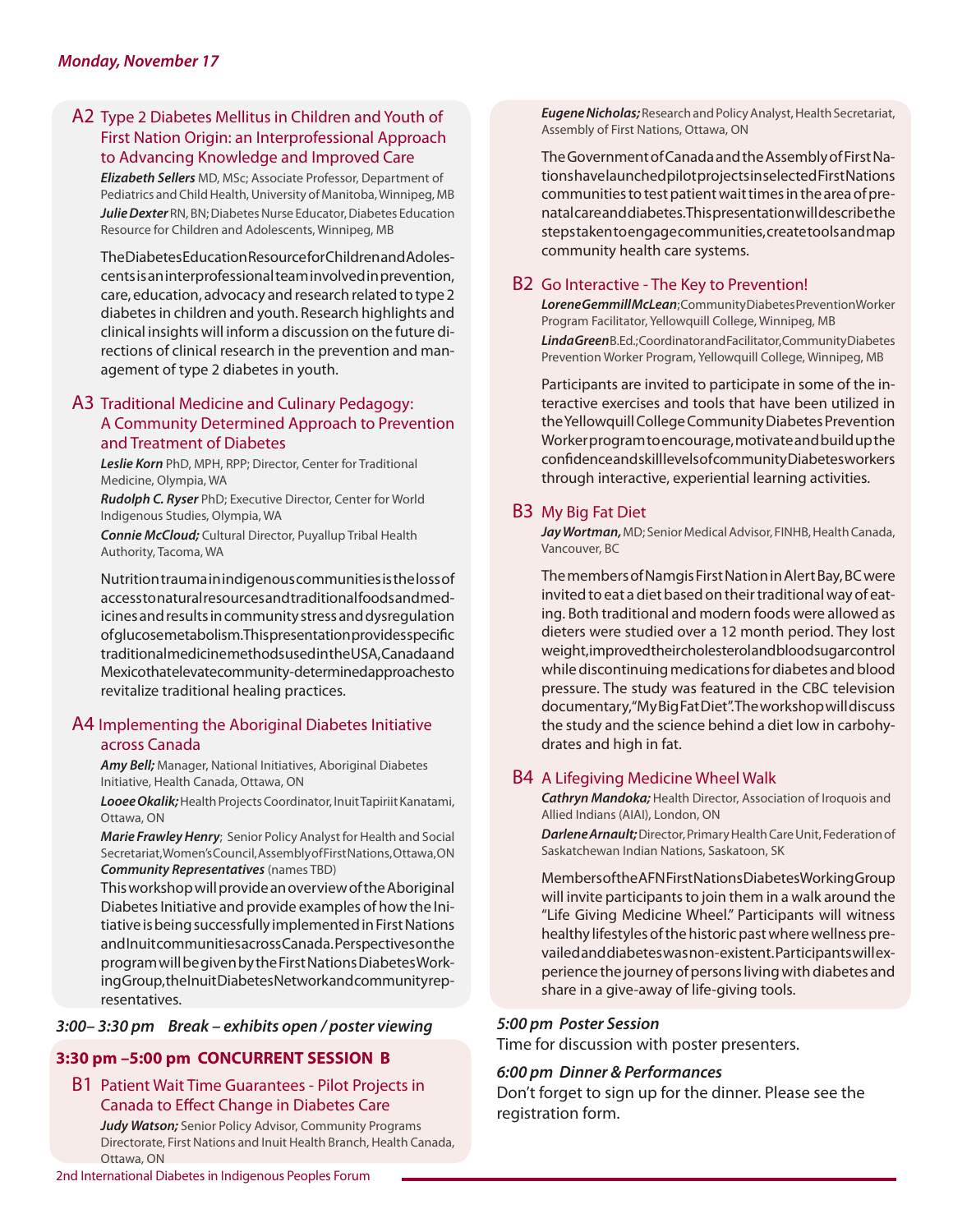*Monday, November 17*

## A2 Type 2 Diabetes Mellitus in Children and Youth of First Nation Origin: an Interprofessional Approach to Advancing Knowledge and Improved Care

***Elizabeth Sellers*** MD, MSc; Associate Professor, Department of Pediatrics and Child Health, University of Manitoba, Winnipeg, MB

***Julie Dexter*** RN, BN; Diabetes Nurse Educator, Diabetes Education Resource for Children and Adolescents, Winnipeg, MB

The Diabetes Education Resource for Children and Adolescents is an interprofessional team involved in prevention, care, education, advocacy and research related to type 2 diabetes in children and youth. Research highlights and clinical insights will inform a discussion on the future directions of clinical research in the prevention and management of type 2 diabetes in youth.

## A3 Traditional Medicine and Culinary Pedagogy: A Community Determined Approach to Prevention and Treatment of Diabetes

***Leslie Korn*** PhD, MPH, RPP; Director, Center for Traditional Medicine, Olympia, WA

***Rudolph C. Ryser*** PhD; Executive Director, Center for World Indigenous Studies, Olympia, WA

***Connie McCloud;*** Cultural Director, Puyallup Tribal Health Authority, Tacoma, WA

Nutrition trauma in indigenous communities is the loss of access to natural resources and traditional foods and medicines and results in community stress and dysregulation of glucose metabolism. This presentation provides specific traditional medicine methods used in the USA, Canada and Mexico that elevate community-determined approaches to revitalize traditional healing practices.

## A4 Implementing the Aboriginal Diabetes Initiative across Canada

***Amy Bell;*** Manager, National Initiatives, Aboriginal Diabetes Initiative, Health Canada, Ottawa, ON

***Looee Okalik;*** Health Projects Coordinator, Inuit Tapiriit Kanatami, Ottawa, ON

***Marie Frawley Henry***; Senior Policy Analyst for Health and Social Secretariat, Women's Council, Assembly of First Nations, Ottawa, ON

***Community Representatives*** (names TBD)

This workshop will provide an overview of the Aboriginal Diabetes Initiative and provide examples of how the Initiative is being successfully implemented in First Nations and Inuit communities across Canada. Perspectives on the program will be given by the First Nations Diabetes Working Group, the Inuit Diabetes Network and community representatives.

***3:00– 3:30 pm Break – exhibits open / poster viewing***

## 3:30 pm –5:00 pm CONCURRENT SESSION B

## B1 Patient Wait Time Guarantees - Pilot Projects in Canada to Effect Change in Diabetes Care

***Judy Watson;*** Senior Policy Advisor, Community Programs Directorate, First Nations and Inuit Health Branch, Health Canada, Ottawa, ON

***Eugene Nicholas;*** Research and Policy Analyst, Health Secretariat, Assembly of First Nations, Ottawa, ON

The Government of Canada and the Assembly of First Nations have launched pilot projects in selected First Nations communities to test patient wait times in the area of prenatal care and diabetes. This presentation will describe the steps taken to engage communities, create tools and map community health care systems.

## B2 Go Interactive - The Key to Prevention!

***Lorene Gemmill McLean***; Community Diabetes Prevention Worker Program Facilitator, Yellowquill College, Winnipeg, MB

***Linda Green*** B.Ed.; Coordinator and Facilitator, Community Diabetes Prevention Worker Program, Yellowquill College, Winnipeg, MB

Participants are invited to participate in some of the interactive exercises and tools that have been utilized in the Yellowquill College Community Diabetes Prevention Worker program to encourage, motivate and build up the confidence and skill levels of community Diabetes workers through interactive, experiential learning activities.

## B3 My Big Fat Diet

***Jay Wortman,*** MD; Senior Medical Advisor, FINHB, Health Canada, Vancouver, BC

The members of Namgis First Nation in Alert Bay, BC were invited to eat a diet based on their traditional way of eating. Both traditional and modern foods were allowed as dieters were studied over a 12 month period. They lost weight, improved their cholesterol and blood sugar control while discontinuing medications for diabetes and blood pressure. The study was featured in the CBC television documentary, "My Big Fat Diet". The workshop will discuss the study and the science behind a diet low in carbohydrates and high in fat.

## B4 A Lifegiving Medicine Wheel Walk

***Cathryn Mandoka;*** Health Director, Association of Iroquois and Allied Indians (AIAI), London, ON

***Darlene Arnault;*** Director, Primary Health Care Unit, Federation of Saskatchewan Indian Nations, Saskatoon, SK

Members of the AFN First Nations Diabetes Working Group will invite participants to join them in a walk around the "Life Giving Medicine Wheel." Participants will witness healthy lifestyles of the historic past where wellness prevailed and diabetes was non-existent. Participants will experience the journey of persons living with diabetes and share in a give-away of life-giving tools.

***5:00 pm Poster Session***

Time for discussion with poster presenters.

***6:00 pm Dinner & Performances***

Don't forget to sign up for the dinner. Please see the registration form.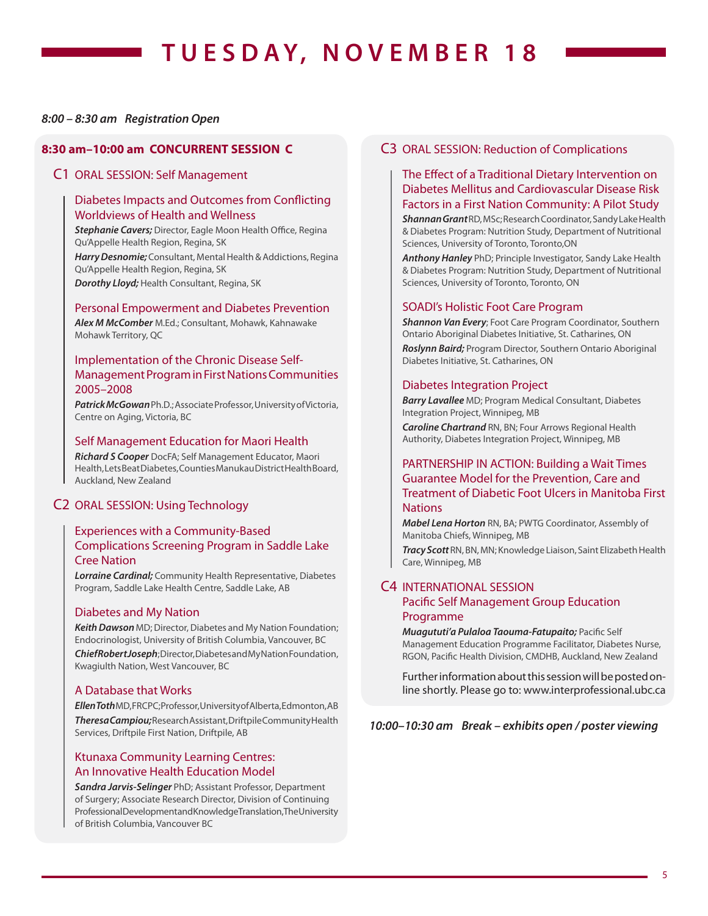# TUESDAY, NOVEMBER 18

*8:00 – 8:30 am   Registration Open*

## 8:30 am–10:00 am  CONCURRENT SESSION C

### C1 ORAL SESSION: Self Management

#### Diabetes Impacts and Outcomes from Conflicting Worldviews of Health and Wellness

***Stephanie Cavers;*** Director, Eagle Moon Health Office, Regina Qu'Appelle Health Region, Regina, SK

***Harry Desnomie;*** Consultant, Mental Health & Addictions, Regina Qu'Appelle Health Region, Regina, SK

***Dorothy Lloyd;*** Health Consultant, Regina, SK

#### Personal Empowerment and Diabetes Prevention

***Alex M McComber*** M.Ed.; Consultant, Mohawk, Kahnawake Mohawk Territory, QC

#### Implementation of the Chronic Disease Self-Management Program in First Nations Communities 2005–2008

***Patrick McGowan*** Ph.D.; Associate Professor, University of Victoria, Centre on Aging, Victoria, BC

#### Self Management Education for Maori Health

***Richard S Cooper*** DocFA; Self Management Educator, Maori Health, Lets Beat Diabetes, Counties Manukau District Health Board, Auckland, New Zealand

### C2 ORAL SESSION: Using Technology

#### Experiences with a Community-Based Complications Screening Program in Saddle Lake Cree Nation

***Lorraine Cardinal;*** Community Health Representative, Diabetes Program, Saddle Lake Health Centre, Saddle Lake, AB

#### Diabetes and My Nation

***Keith Dawson*** MD; Director, Diabetes and My Nation Foundation; Endocrinologist, University of British Columbia, Vancouver, BC

***Chief Robert Joseph***; Director, Diabetes and My Nation Foundation, Kwagiulth Nation, West Vancouver, BC

#### A Database that Works

***Ellen Toth*** MD, FRCPC; Professor, University of Alberta, Edmonton, AB

***Theresa Campiou;*** Research Assistant, Driftpile Community Health Services, Driftpile First Nation, Driftpile, AB

#### Ktunaxa Community Learning Centres: An Innovative Health Education Model

***Sandra Jarvis-Selinger*** PhD; Assistant Professor, Department of Surgery; Associate Research Director, Division of Continuing Professional Development and Knowledge Translation, The University of British Columbia, Vancouver BC

### C3 ORAL SESSION: Reduction of Complications

#### The Effect of a Traditional Dietary Intervention on Diabetes Mellitus and Cardiovascular Disease Risk Factors in a First Nation Community: A Pilot Study

***Shannan Grant*** RD, MSc; Research Coordinator, Sandy Lake Health & Diabetes Program: Nutrition Study, Department of Nutritional Sciences, University of Toronto, Toronto, ON

***Anthony Hanley*** PhD; Principle Investigator, Sandy Lake Health & Diabetes Program: Nutrition Study, Department of Nutritional Sciences, University of Toronto, Toronto, ON

#### SOADI's Holistic Foot Care Program

***Shannon Van Every***; Foot Care Program Coordinator, Southern Ontario Aboriginal Diabetes Initiative, St. Catharines, ON

***Roslynn Baird;*** Program Director, Southern Ontario Aboriginal Diabetes Initiative, St. Catharines, ON

#### Diabetes Integration Project

***Barry Lavallee*** MD; Program Medical Consultant, Diabetes Integration Project, Winnipeg, MB

***Caroline Chartrand*** RN, BN; Four Arrows Regional Health Authority, Diabetes Integration Project, Winnipeg, MB

#### PARTNERSHIP IN ACTION: Building a Wait Times Guarantee Model for the Prevention, Care and Treatment of Diabetic Foot Ulcers in Manitoba First Nations

***Mabel Lena Horton*** RN, BA; PWTG Coordinator, Assembly of Manitoba Chiefs, Winnipeg, MB

***Tracy Scott*** RN, BN, MN; Knowledge Liaison, Saint Elizabeth Health Care, Winnipeg, MB

### C4 INTERNATIONAL SESSION

#### Pacific Self Management Group Education Programme

***Muagututi'a Pulaloa Taouma-Fatupaito;*** Pacific Self Management Education Programme Facilitator, Diabetes Nurse, RGON, Pacific Health Division, CMDHB, Auckland, New Zealand

Further information about this session will be posted on-line shortly. Please go to: www.interprofessional.ubc.ca

*10:00–10:30 am   Break – exhibits open / poster viewing*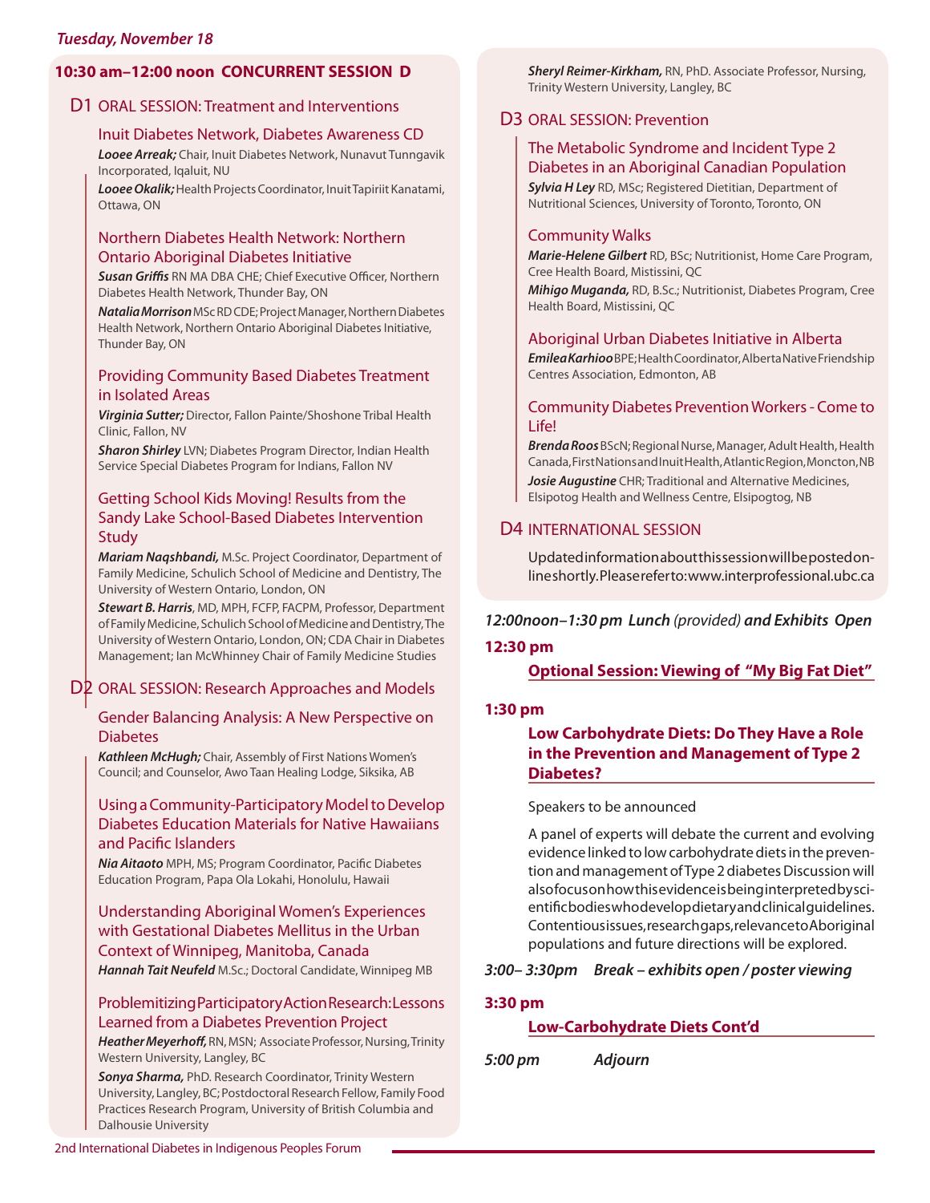*Tuesday, November 18*

## 10:30 am–12:00 noon CONCURRENT SESSION D

### D1 ORAL SESSION: Treatment and Interventions

**Inuit Diabetes Network, Diabetes Awareness CD**

***Looee Arreak;*** Chair, Inuit Diabetes Network, Nunavut Tunngavik Incorporated, Iqaluit, NU

***Looee Okalik;*** Health Projects Coordinator, Inuit Tapiriit Kanatami, Ottawa, ON

**Northern Diabetes Health Network: Northern Ontario Aboriginal Diabetes Initiative**

***Susan Griffis*** RN MA DBA CHE; Chief Executive Officer, Northern Diabetes Health Network, Thunder Bay, ON

***Natalia Morrison*** MSc RD CDE; Project Manager, Northern Diabetes Health Network, Northern Ontario Aboriginal Diabetes Initiative, Thunder Bay, ON

**Providing Community Based Diabetes Treatment in Isolated Areas**

***Virginia Sutter;*** Director, Fallon Painte/Shoshone Tribal Health Clinic, Fallon, NV

***Sharon Shirley*** LVN; Diabetes Program Director, Indian Health Service Special Diabetes Program for Indians, Fallon NV

**Getting School Kids Moving! Results from the Sandy Lake School-Based Diabetes Intervention Study**

***Mariam Naqshbandi,*** M.Sc. Project Coordinator, Department of Family Medicine, Schulich School of Medicine and Dentistry, The University of Western Ontario, London, ON

***Stewart B. Harris***, MD, MPH, FCFP, FACPM, Professor, Department of Family Medicine, Schulich School of Medicine and Dentistry, The University of Western Ontario, London, ON; CDA Chair in Diabetes Management; Ian McWhinney Chair of Family Medicine Studies

### D2 ORAL SESSION: Research Approaches and Models

**Gender Balancing Analysis: A New Perspective on Diabetes**

***Kathleen McHugh;*** Chair, Assembly of First Nations Women's Council; and Counselor, Awo Taan Healing Lodge, Siksika, AB

**Using a Community-Participatory Model to Develop Diabetes Education Materials for Native Hawaiians and Pacific Islanders**

***Nia Aitaoto*** MPH, MS; Program Coordinator, Pacific Diabetes Education Program, Papa Ola Lokahi, Honolulu, Hawaii

**Understanding Aboriginal Women's Experiences with Gestational Diabetes Mellitus in the Urban Context of Winnipeg, Manitoba, Canada**

***Hannah Tait Neufeld*** M.Sc.; Doctoral Candidate, Winnipeg MB

**Problemitizing Participatory Action Research: Lessons Learned from a Diabetes Prevention Project**

***Heather Meyerhoff,*** RN, MSN; Associate Professor, Nursing, Trinity Western University, Langley, BC

***Sonya Sharma,*** PhD. Research Coordinator, Trinity Western University, Langley, BC; Postdoctoral Research Fellow, Family Food Practices Research Program, University of British Columbia and Dalhousie University

***Sheryl Reimer-Kirkham,*** RN, PhD. Associate Professor, Nursing, Trinity Western University, Langley, BC

### D3 ORAL SESSION: Prevention

**The Metabolic Syndrome and Incident Type 2 Diabetes in an Aboriginal Canadian Population**

***Sylvia H Ley*** RD, MSc; Registered Dietitian, Department of Nutritional Sciences, University of Toronto, Toronto, ON

**Community Walks**

***Marie-Helene Gilbert*** RD, BSc; Nutritionist, Home Care Program, Cree Health Board, Mistissini, QC

***Mihigo Muganda,*** RD, B.Sc.; Nutritionist, Diabetes Program, Cree Health Board, Mistissini, QC

**Aboriginal Urban Diabetes Initiative in Alberta**

***Emilea Karhioo*** BPE; Health Coordinator, Alberta Native Friendship Centres Association, Edmonton, AB

**Community Diabetes Prevention Workers - Come to Life!**

***Brenda Roos*** BScN; Regional Nurse, Manager, Adult Health, Health Canada, First Nations and Inuit Health, Atlantic Region, Moncton, NB

***Josie Augustine*** CHR; Traditional and Alternative Medicines, Elsipotog Health and Wellness Centre, Elsipogtog, NB

### D4 INTERNATIONAL SESSION

Updated information about this session will be posted online shortly. Please refer to: www.interprofessional.ubc.ca

***12:00noon–1:30 pm Lunch** (provided) **and Exhibits Open***

**12:30 pm**

**Optional Session: Viewing of "My Big Fat Diet"**

**1:30 pm**

**Low Carbohydrate Diets: Do They Have a Role in the Prevention and Management of Type 2 Diabetes?**

Speakers to be announced

A panel of experts will debate the current and evolving evidence linked to low carbohydrate diets in the prevention and management of Type 2 diabetes Discussion will also focus on how this evidence is being interpreted by scientific bodies who develop dietary and clinical guidelines. Contentious issues, research gaps, relevance to Aboriginal populations and future directions will be explored.

***3:00– 3:30pm Break – exhibits open / poster viewing***

**3:30 pm**

**Low-Carbohydrate Diets Cont'd**

***5:00 pm Adjourn***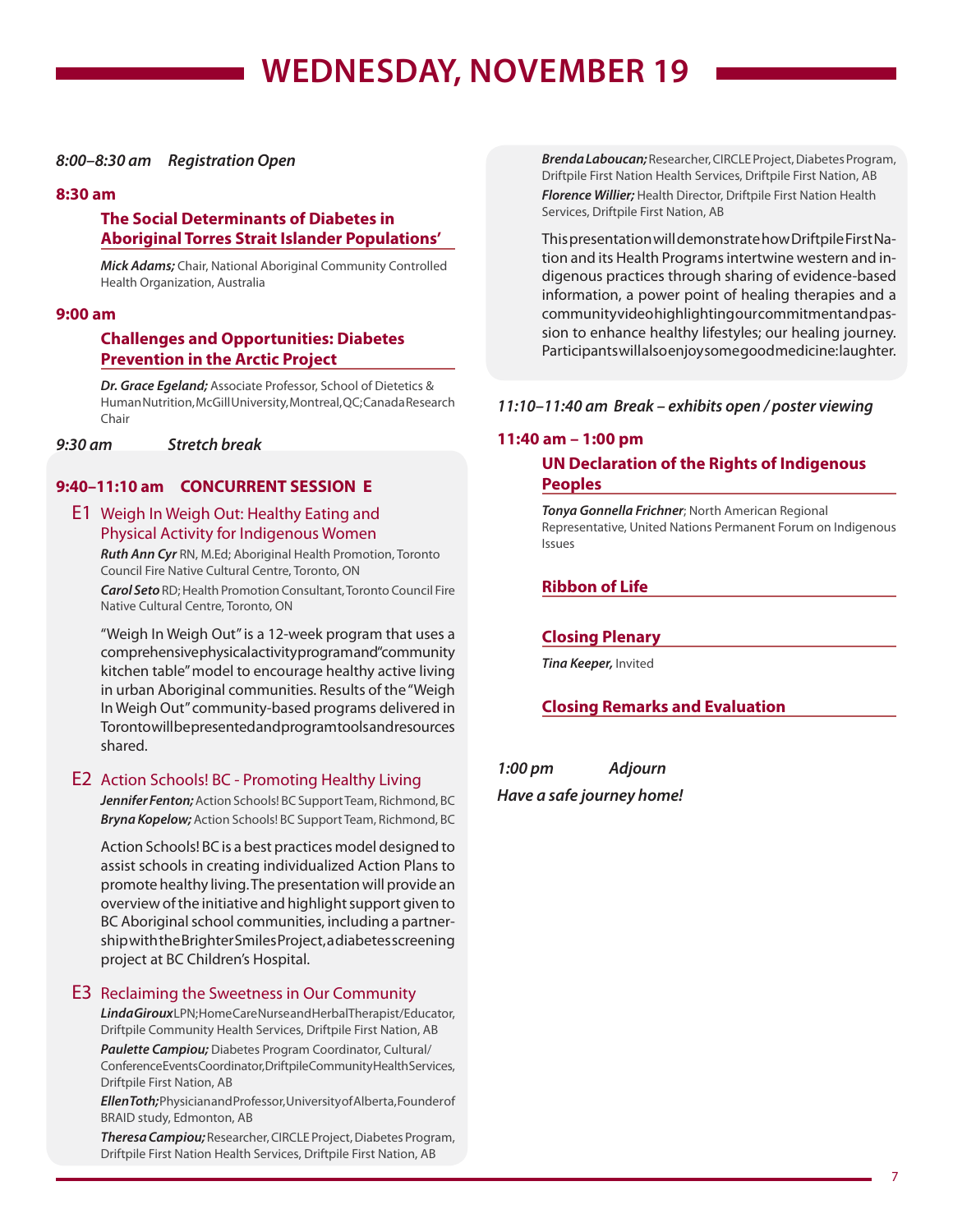# WEDNESDAY, NOVEMBER 19

*8:00–8:30 am Registration Open*

**8:30 am**

### The Social Determinants of Diabetes in Aboriginal Torres Strait Islander Populations'

***Mick Adams;*** Chair, National Aboriginal Community Controlled Health Organization, Australia

**9:00 am**

### Challenges and Opportunities: Diabetes Prevention in the Arctic Project

***Dr. Grace Egeland;*** Associate Professor, School of Dietetics & Human Nutrition, McGill University, Montreal, QC; Canada Research Chair

*9:30 am Stretch break*

## 9:40–11:10 am CONCURRENT SESSION E

### E1 Weigh In Weigh Out: Healthy Eating and Physical Activity for Indigenous Women

***Ruth Ann Cyr*** RN, M.Ed; Aboriginal Health Promotion, Toronto Council Fire Native Cultural Centre, Toronto, ON

***Carol Seto*** RD; Health Promotion Consultant, Toronto Council Fire Native Cultural Centre, Toronto, ON

"Weigh In Weigh Out" is a 12-week program that uses a comprehensive physical activity program and "community kitchen table" model to encourage healthy active living in urban Aboriginal communities. Results of the "Weigh In Weigh Out" community-based programs delivered in Toronto will be presented and program tools and resources shared.

### E2 Action Schools! BC - Promoting Healthy Living

***Jennifer Fenton;*** Action Schools! BC Support Team, Richmond, BC

***Bryna Kopelow;*** Action Schools! BC Support Team, Richmond, BC

Action Schools! BC is a best practices model designed to assist schools in creating individualized Action Plans to promote healthy living. The presentation will provide an overview of the initiative and highlight support given to BC Aboriginal school communities, including a partnership with the Brighter Smiles Project, a diabetes screening project at BC Children's Hospital.

### E3 Reclaiming the Sweetness in Our Community

***Linda Giroux*** LPN; Home Care Nurse and Herbal Therapist/Educator, Driftpile Community Health Services, Driftpile First Nation, AB

***Paulette Campiou;*** Diabetes Program Coordinator, Cultural/Conference Events Coordinator, Driftpile Community Health Services, Driftpile First Nation, AB

***Ellen Toth;*** Physician and Professor, University of Alberta, Founder of BRAID study, Edmonton, AB

***Theresa Campiou;*** Researcher, CIRCLE Project, Diabetes Program, Driftpile First Nation Health Services, Driftpile First Nation, AB

***Brenda Laboucan;*** Researcher, CIRCLE Project, Diabetes Program, Driftpile First Nation Health Services, Driftpile First Nation, AB

***Florence Willier;*** Health Director, Driftpile First Nation Health Services, Driftpile First Nation, AB

This presentation will demonstrate how Driftpile First Nation and its Health Programs intertwine western and indigenous practices through sharing of evidence-based information, a power point of healing therapies and a community video highlighting our commitment and passion to enhance healthy lifestyles; our healing journey. Participants will also enjoy some good medicine: laughter.

*11:10–11:40 am Break – exhibits open / poster viewing*

**11:40 am – 1:00 pm**

### UN Declaration of the Rights of Indigenous Peoples

***Tonya Gonnella Frichner***; North American Regional Representative, United Nations Permanent Forum on Indigenous Issues

### Ribbon of Life

### Closing Plenary

***Tina Keeper,*** Invited

### Closing Remarks and Evaluation

*1:00 pm Adjourn*

*Have a safe journey home!*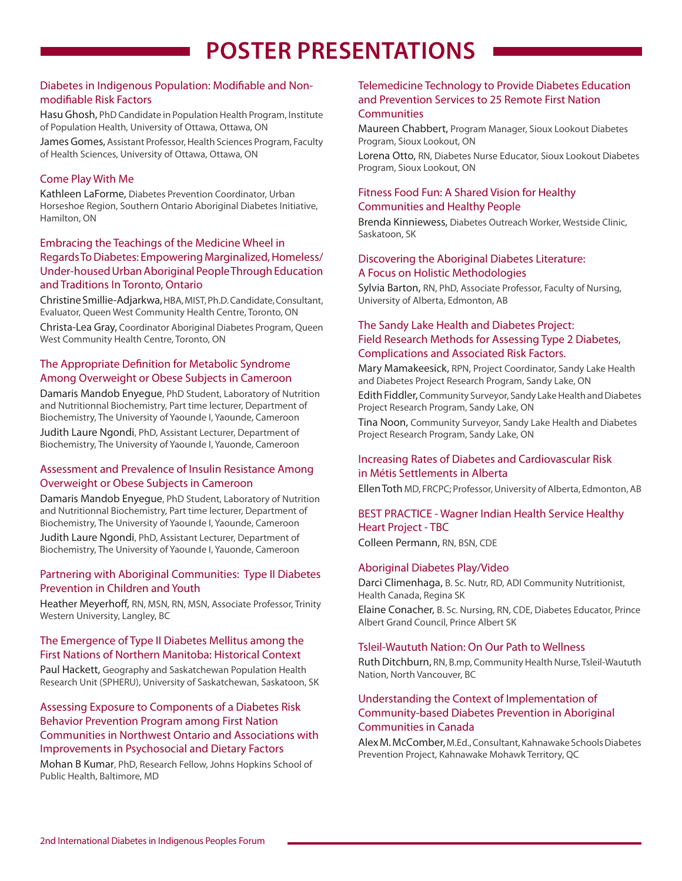# POSTER PRESENTATIONS

### Diabetes in Indigenous Population: Modifiable and Non-modifiable Risk Factors

Hasu Ghosh, PhD Candidate in Population Health Program, Institute of Population Health, University of Ottawa, Ottawa, ON

James Gomes, Assistant Professor, Health Sciences Program, Faculty of Health Sciences, University of Ottawa, Ottawa, ON

### Come Play With Me

Kathleen LaForme, Diabetes Prevention Coordinator, Urban Horseshoe Region, Southern Ontario Aboriginal Diabetes Initiative, Hamilton, ON

### Embracing the Teachings of the Medicine Wheel in Regards To Diabetes: Empowering Marginalized, Homeless/Under-housed Urban Aboriginal People Through Education and Traditions In Toronto, Ontario

Christine Smillie-Adjarkwa, HBA, MIST, Ph.D. Candidate, Consultant, Evaluator, Queen West Community Health Centre, Toronto, ON

Christa-Lea Gray, Coordinator Aboriginal Diabetes Program, Queen West Community Health Centre, Toronto, ON

### The Appropriate Definition for Metabolic Syndrome Among Overweight or Obese Subjects in Cameroon

Damaris Mandob Enyegue, PhD Student, Laboratory of Nutrition and Nutritionnal Biochemistry, Part time lecturer, Department of Biochemistry, The University of Yaounde I, Yaounde, Cameroon

Judith Laure Ngondi, PhD, Assistant Lecturer, Department of Biochemistry, The University of Yaounde I, Yauonde, Cameroon

### Assessment and Prevalence of Insulin Resistance Among Overweight or Obese Subjects in Cameroon

Damaris Mandob Enyegue, PhD Student, Laboratory of Nutrition and Nutritionnal Biochemistry, Part time lecturer, Department of Biochemistry, The University of Yaounde I, Yaounde, Cameroon

Judith Laure Ngondi, PhD, Assistant Lecturer, Department of Biochemistry, The University of Yaounde I, Yauonde, Cameroon

### Partnering with Aboriginal Communities: Type II Diabetes Prevention in Children and Youth

Heather Meyerhoff, RN, MSN, RN, MSN, Associate Professor, Trinity Western University, Langley, BC

### The Emergence of Type II Diabetes Mellitus among the First Nations of Northern Manitoba: Historical Context

Paul Hackett, Geography and Saskatchewan Population Health Research Unit (SPHERU), University of Saskatchewan, Saskatoon, SK

### Assessing Exposure to Components of a Diabetes Risk Behavior Prevention Program among First Nation Communities in Northwest Ontario and Associations with Improvements in Psychosocial and Dietary Factors

Mohan B Kumar, PhD, Research Fellow, Johns Hopkins School of Public Health, Baltimore, MD

### Telemedicine Technology to Provide Diabetes Education and Prevention Services to 25 Remote First Nation Communities

Maureen Chabbert, Program Manager, Sioux Lookout Diabetes Program, Sioux Lookout, ON

Lorena Otto, RN, Diabetes Nurse Educator, Sioux Lookout Diabetes Program, Sioux Lookout, ON

### Fitness Food Fun: A Shared Vision for Healthy Communities and Healthy People

Brenda Kinniewess, Diabetes Outreach Worker, Westside Clinic, Saskatoon, SK

### Discovering the Aboriginal Diabetes Literature: A Focus on Holistic Methodologies

Sylvia Barton, RN, PhD, Associate Professor, Faculty of Nursing, University of Alberta, Edmonton, AB

### The Sandy Lake Health and Diabetes Project: Field Research Methods for Assessing Type 2 Diabetes, Complications and Associated Risk Factors.

Mary Mamakeesick, RPN, Project Coordinator, Sandy Lake Health and Diabetes Project Research Program, Sandy Lake, ON

Edith Fiddler, Community Surveyor, Sandy Lake Health and Diabetes Project Research Program, Sandy Lake, ON

Tina Noon, Community Surveyor, Sandy Lake Health and Diabetes Project Research Program, Sandy Lake, ON

### Increasing Rates of Diabetes and Cardiovascular Risk in Métis Settlements in Alberta

Ellen Toth MD, FRCPC; Professor, University of Alberta, Edmonton, AB

### BEST PRACTICE - Wagner Indian Health Service Healthy Heart Project - TBC

Colleen Permann, RN, BSN, CDE

### Aboriginal Diabetes Play/Video

Darci Climenhaga, B. Sc. Nutr, RD, ADI Community Nutritionist, Health Canada, Regina SK

Elaine Conacher, B. Sc. Nursing, RN, CDE, Diabetes Educator, Prince Albert Grand Council, Prince Albert SK

### Tsleil-Waututh Nation: On Our Path to Wellness

Ruth Ditchburn, RN, B.mp, Community Health Nurse, Tsleil-Waututh Nation, North Vancouver, BC

### Understanding the Context of Implementation of Community-based Diabetes Prevention in Aboriginal Communities in Canada

Alex M. McComber, M.Ed., Consultant, Kahnawake Schools Diabetes Prevention Project, Kahnawake Mohawk Territory, QC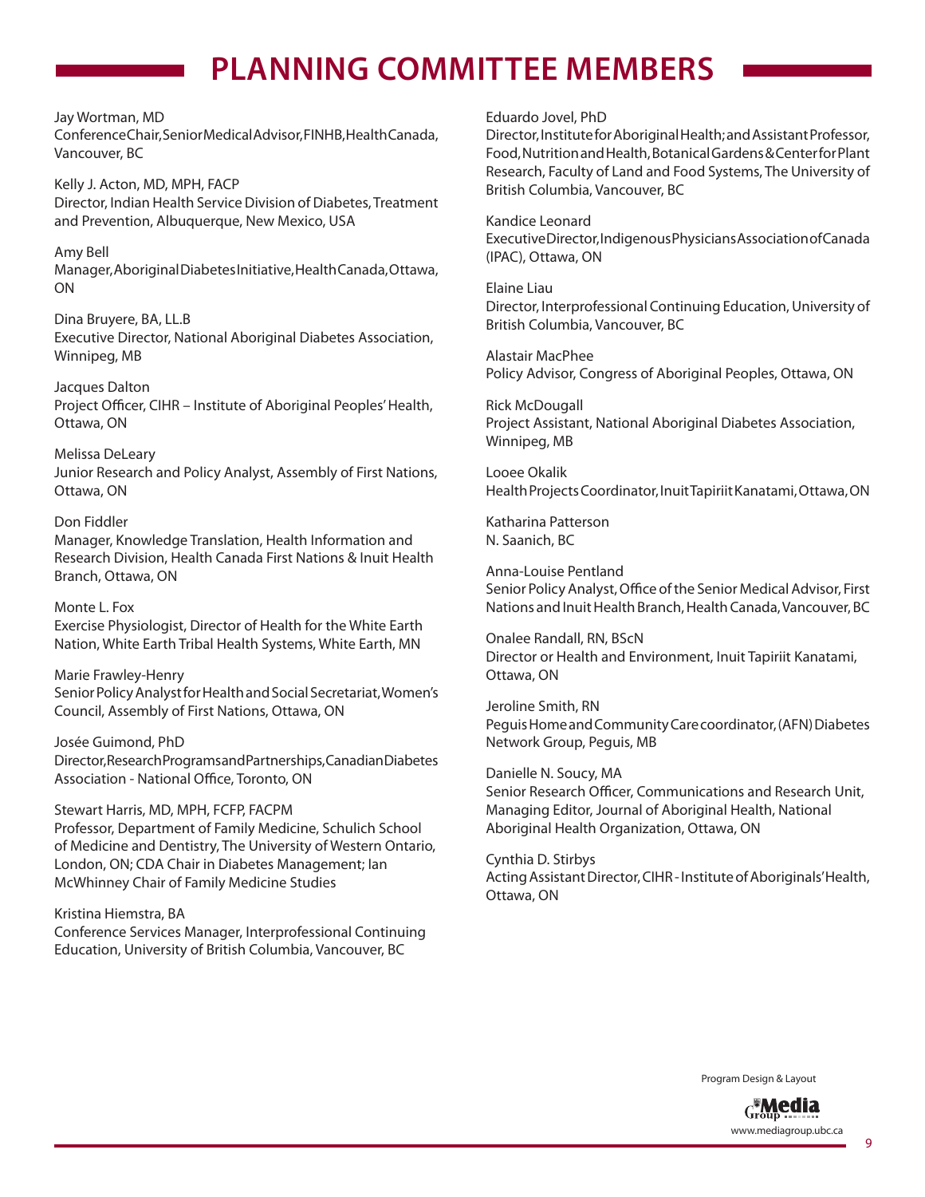# PLANNING COMMITTEE MEMBERS

Jay Wortman, MD
Conference Chair, Senior Medical Advisor, FINHB, Health Canada, Vancouver, BC

Kelly J. Acton, MD, MPH, FACP
Director, Indian Health Service Division of Diabetes, Treatment and Prevention, Albuquerque, New Mexico, USA

Amy Bell
Manager, Aboriginal Diabetes Initiative, Health Canada, Ottawa, ON

Dina Bruyere, BA, LL.B
Executive Director, National Aboriginal Diabetes Association, Winnipeg, MB

Jacques Dalton
Project Officer, CIHR – Institute of Aboriginal Peoples' Health, Ottawa, ON

Melissa DeLeary
Junior Research and Policy Analyst, Assembly of First Nations, Ottawa, ON

Don Fiddler
Manager, Knowledge Translation, Health Information and Research Division, Health Canada First Nations & Inuit Health Branch, Ottawa, ON

Monte L. Fox
Exercise Physiologist, Director of Health for the White Earth Nation, White Earth Tribal Health Systems, White Earth, MN

Marie Frawley-Henry
Senior Policy Analyst for Health and Social Secretariat, Women's Council, Assembly of First Nations, Ottawa, ON

Josée Guimond, PhD
Director, Research Programs and Partnerships, Canadian Diabetes Association - National Office, Toronto, ON

Stewart Harris, MD, MPH, FCFP, FACPM
Professor, Department of Family Medicine, Schulich School of Medicine and Dentistry, The University of Western Ontario, London, ON; CDA Chair in Diabetes Management; Ian McWhinney Chair of Family Medicine Studies

Kristina Hiemstra, BA
Conference Services Manager, Interprofessional Continuing Education, University of British Columbia, Vancouver, BC

Eduardo Jovel, PhD
Director, Institute for Aboriginal Health; and Assistant Professor, Food, Nutrition and Health, Botanical Gardens & Center for Plant Research, Faculty of Land and Food Systems, The University of British Columbia, Vancouver, BC

Kandice Leonard
Executive Director, Indigenous Physicians Association of Canada (IPAC), Ottawa, ON

Elaine Liau
Director, Interprofessional Continuing Education, University of British Columbia, Vancouver, BC

Alastair MacPhee
Policy Advisor, Congress of Aboriginal Peoples, Ottawa, ON

Rick McDougall
Project Assistant, National Aboriginal Diabetes Association, Winnipeg, MB

Looee Okalik
Health Projects Coordinator, Inuit Tapiriit Kanatami, Ottawa, ON

Katharina Patterson
N. Saanich, BC

Anna-Louise Pentland
Senior Policy Analyst, Office of the Senior Medical Advisor, First Nations and Inuit Health Branch, Health Canada, Vancouver, BC

Onalee Randall, RN, BScN
Director or Health and Environment, Inuit Tapiriit Kanatami, Ottawa, ON

Jeroline Smith, RN
Peguis Home and Community Care coordinator, (AFN) Diabetes Network Group, Peguis, MB

Danielle N. Soucy, MA
Senior Research Officer, Communications and Research Unit, Managing Editor, Journal of Aboriginal Health, National Aboriginal Health Organization, Ottawa, ON

Cynthia D. Stirbys
Acting Assistant Director, CIHR - Institute of Aboriginals' Health, Ottawa, ON

Program Design & Layout

Media Group

www.mediagroup.ubc.ca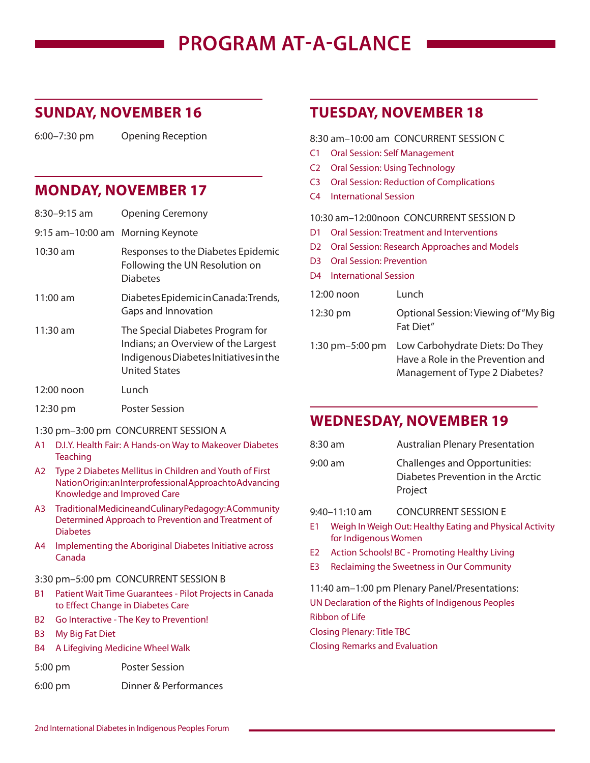# PROGRAM AT-A-GLANCE

## SUNDAY, NOVEMBER 16

6:00–7:30 pm Opening Reception

## MONDAY, NOVEMBER 17

8:30–9:15 am Opening Ceremony

9:15 am–10:00 am Morning Keynote

10:30 am Responses to the Diabetes Epidemic Following the UN Resolution on Diabetes

11:00 am Diabetes Epidemic in Canada: Trends, Gaps and Innovation

11:30 am The Special Diabetes Program for Indians; an Overview of the Largest Indigenous Diabetes Initiatives in the United States

12:00 noon Lunch

12:30 pm Poster Session

1:30 pm–3:00 pm CONCURRENT SESSION A

- A1 D.I.Y. Health Fair: A Hands-on Way to Makeover Diabetes Teaching
- A2 Type 2 Diabetes Mellitus in Children and Youth of First Nation Origin: an Interprofessional Approach to Advancing Knowledge and Improved Care
- A3 Traditional Medicine and Culinary Pedagogy: A Community Determined Approach to Prevention and Treatment of Diabetes
- A4 Implementing the Aboriginal Diabetes Initiative across Canada

3:30 pm–5:00 pm CONCURRENT SESSION B

- B1 Patient Wait Time Guarantees - Pilot Projects in Canada to Effect Change in Diabetes Care
- B2 Go Interactive - The Key to Prevention!
- B3 My Big Fat Diet
- B4 A Lifegiving Medicine Wheel Walk

5:00 pm Poster Session

6:00 pm Dinner & Performances

## TUESDAY, NOVEMBER 18

8:30 am–10:00 am CONCURRENT SESSION C

- C1 Oral Session: Self Management
- C2 Oral Session: Using Technology
- C3 Oral Session: Reduction of Complications
- C4 International Session

10:30 am–12:00noon CONCURRENT SESSION D

- D1 Oral Session: Treatment and Interventions
- D2 Oral Session: Research Approaches and Models
- D3 Oral Session: Prevention
- D4 International Session

12:00 noon Lunch

12:30 pm Optional Session: Viewing of "My Big Fat Diet"

1:30 pm–5:00 pm Low Carbohydrate Diets: Do They Have a Role in the Prevention and Management of Type 2 Diabetes?

## WEDNESDAY, NOVEMBER 19

8:30 am Australian Plenary Presentation

9:00 am Challenges and Opportunities: Diabetes Prevention in the Arctic Project

9:40–11:10 am CONCURRENT SESSION E

- E1 Weigh In Weigh Out: Healthy Eating and Physical Activity for Indigenous Women
- E2 Action Schools! BC - Promoting Healthy Living
- E3 Reclaiming the Sweetness in Our Community

11:40 am–1:00 pm Plenary Panel/Presentations:

UN Declaration of the Rights of Indigenous Peoples

Ribbon of Life

Closing Plenary: Title TBC

Closing Remarks and Evaluation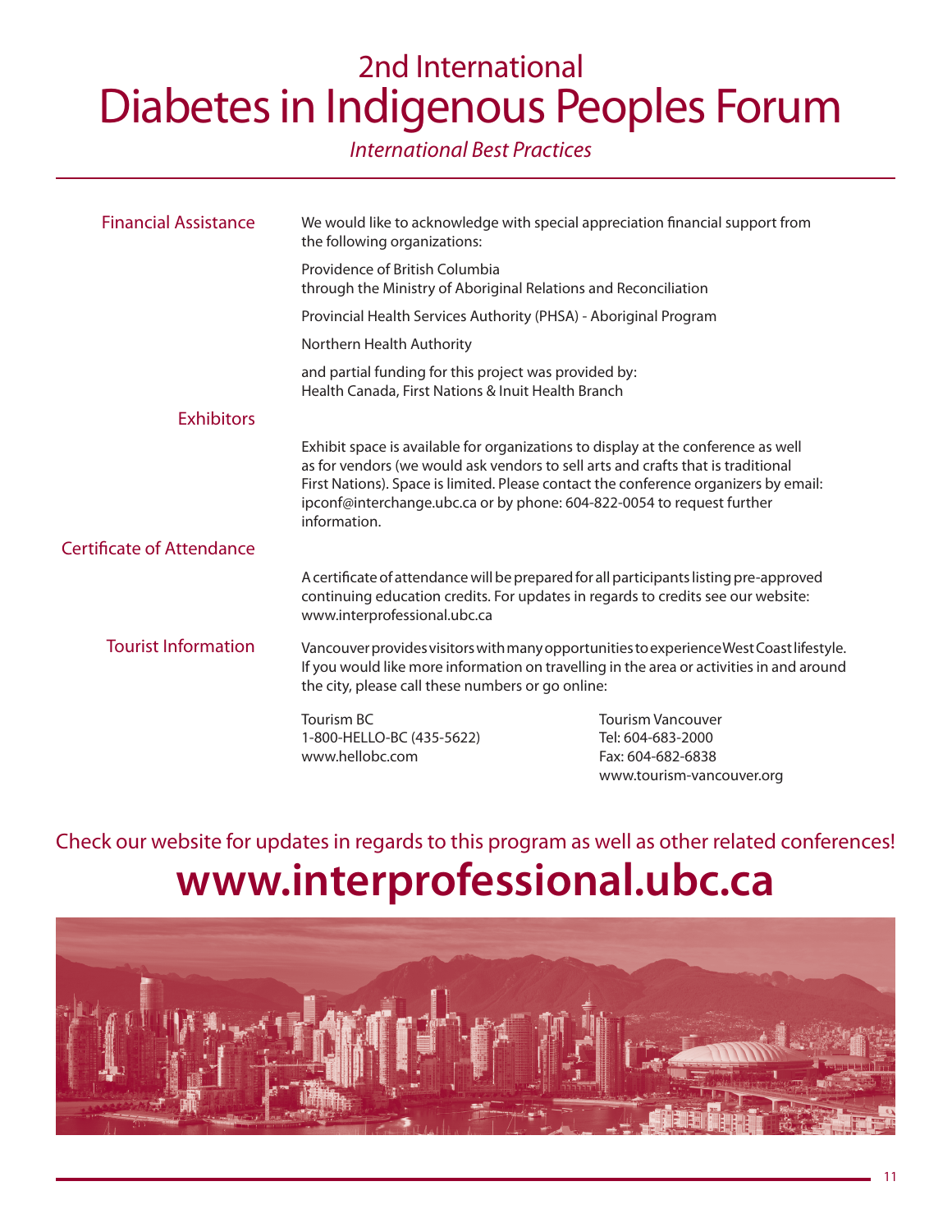# 2nd International Diabetes in Indigenous Peoples Forum

*International Best Practices*

## Financial Assistance

We would like to acknowledge with special appreciation financial support from the following organizations:

Providence of British Columbia
through the Ministry of Aboriginal Relations and Reconciliation

Provincial Health Services Authority (PHSA) - Aboriginal Program

Northern Health Authority

and partial funding for this project was provided by:
Health Canada, First Nations & Inuit Health Branch

## Exhibitors

Exhibit space is available for organizations to display at the conference as well as for vendors (we would ask vendors to sell arts and crafts that is traditional First Nations). Space is limited. Please contact the conference organizers by email: ipconf@interchange.ubc.ca or by phone: 604-822-0054 to request further information.

## Certificate of Attendance

A certificate of attendance will be prepared for all participants listing pre-approved continuing education credits. For updates in regards to credits see our website: www.interprofessional.ubc.ca

## Tourist Information

Vancouver provides visitors with many opportunities to experience West Coast lifestyle. If you would like more information on travelling in the area or activities in and around the city, please call these numbers or go online:

Tourism BC
1-800-HELLO-BC (435-5622)
www.hellobc.com

Tourism Vancouver
Tel: 604-683-2000
Fax: 604-682-6838
www.tourism-vancouver.org

Check our website for updates in regards to this program as well as other related conferences!

**www.interprofessional.ubc.ca**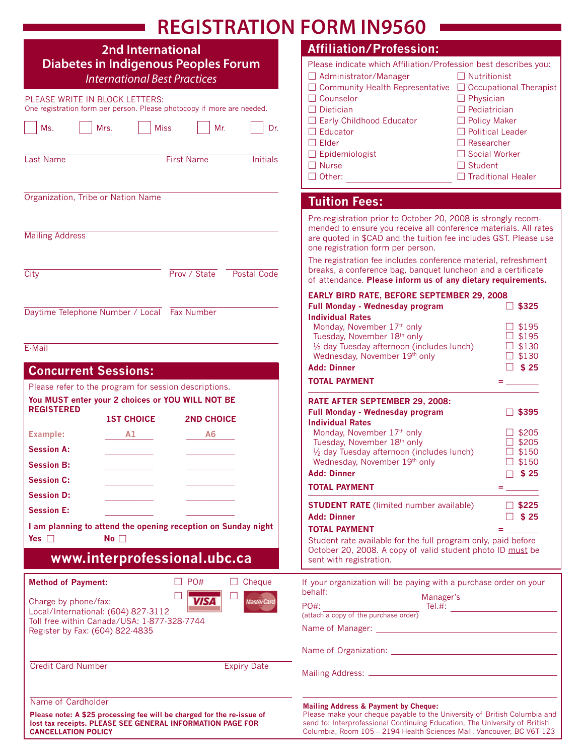# REGISTRATION FORM IN9560

## 2nd International Diabetes in Indigenous Peoples Forum

*International Best Practices*

PLEASE WRITE IN BLOCK LETTERS:
One registration form per person. Please photocopy if more are needed.

☐ Ms. ☐ Mrs. ☐ Miss ☐ Mr. ☐ Dr.

Last Name ______ First Name ______ Initials ______

Organization, Tribe or Nation Name ______

Mailing Address ______

City ______ Prov / State ______ Postal Code ______

Daytime Telephone Number / Local ______ Fax Number ______

E-Mail ______

## Concurrent Sessions:

Please refer to the program for session descriptions.

**You MUST enter your 2 choices or YOU WILL NOT BE REGISTERED**

| | 1ST CHOICE | 2ND CHOICE |
|---|---|---|
| Example: | A1 | A6 |
| **Session A:** | ______ | ______ |
| **Session B:** | ______ | ______ |
| **Session C:** | ______ | ______ |
| **Session D:** | ______ | ______ |
| **Session E:** | ______ | ______ |

**I am planning to attend the opening reception on Sunday night**

**Yes** ☐ **No** ☐

**www.interprofessional.ubc.ca**

## Affiliation/Profession:

Please indicate which Affiliation/Profession best describes you:

| | |
|---|---|
| ☐ Administrator/Manager | ☐ Nutritionist |
| ☐ Community Health Representative | ☐ Occupational Therapist |
| ☐ Counselor | ☐ Physician |
| ☐ Dietician | ☐ Pediatrician |
| ☐ Early Childhood Educator | ☐ Policy Maker |
| ☐ Educator | ☐ Political Leader |
| ☐ Elder | ☐ Researcher |
| ☐ Epidemiologist | ☐ Social Worker |
| ☐ Nurse | ☐ Student |
| ☐ Other: ______ | ☐ Traditional Healer |

## Tuition Fees:

Pre-registration prior to October 20, 2008 is strongly recommended to ensure you receive all conference materials. All rates are quoted in $CAD and the tuition fee includes GST. Please use one registration form per person.

The registration fee includes conference material, refreshment breaks, a conference bag, banquet luncheon and a certificate of attendance. **Please inform us of any dietary requirements.**

**EARLY BIRD RATE, BEFORE SEPTEMBER 29, 2008**

| | |
|---|---|
| **Full Monday - Wednesday program** | ☐ **$325** |
| **Individual Rates** | |
| Monday, November 17th only | ☐ $195 |
| Tuesday, November 18th only | ☐ $195 |
| ½ day Tuesday afternoon (includes lunch) | ☐ $130 |
| Wednesday, November 19th only | ☐ $130 |
| **Add: Dinner** | ☐ **$ 25** |
| **TOTAL PAYMENT** | = ______ |

**RATE AFTER SEPTEMBER 29, 2008:**

| | |
|---|---|
| **Full Monday - Wednesday program** | ☐ **$395** |
| **Individual Rates** | |
| Monday, November 17th only | ☐ $205 |
| Tuesday, November 18th only | ☐ $205 |
| ½ day Tuesday afternoon (includes lunch) | ☐ $150 |
| Wednesday, November 19th only | ☐ $150 |
| **Add: Dinner** | ☐ **$ 25** |
| **TOTAL PAYMENT** | = ______ |

| | |
|---|---|
| **STUDENT RATE** (limited number available) | ☐ **$225** |
| **Add: Dinner** | ☐ **$ 25** |
| **TOTAL PAYMENT** | = ______ |

Student rate available for the full program only, paid before October 20, 2008. A copy of valid student photo ID must be sent with registration.

**Method of Payment:** ☐ PO# ☐ Cheque ☐ VISA ☐ MasterCard

Charge by phone/fax:
Local/International: (604) 827-3112
Toll free within Canada/USA: 1-877-328-7744
Register by Fax: (604) 822-4835

Credit Card Number ______ Expiry Date ______

Name of Cardholder ______

**Please note: A $25 processing fee will be charged for the re-issue of lost tax receipts. PLEASE SEE GENERAL INFORMATION PAGE FOR CANCELLATION POLICY**

If your organization will be paying with a purchase order on your behalf:

PO#: ______ (attach a copy of the purchase order) Manager's Tel.#: ______

Name of Manager: ______

Name of Organization: ______

Mailing Address: ______

**Mailing Address & Payment by Cheque:**
Please make your cheque payable to the University of British Columbia and send to: Interprofessional Continuing Education, The University of British Columbia, Room 105 – 2194 Health Sciences Mall, Vancouver, BC V6T 1Z3